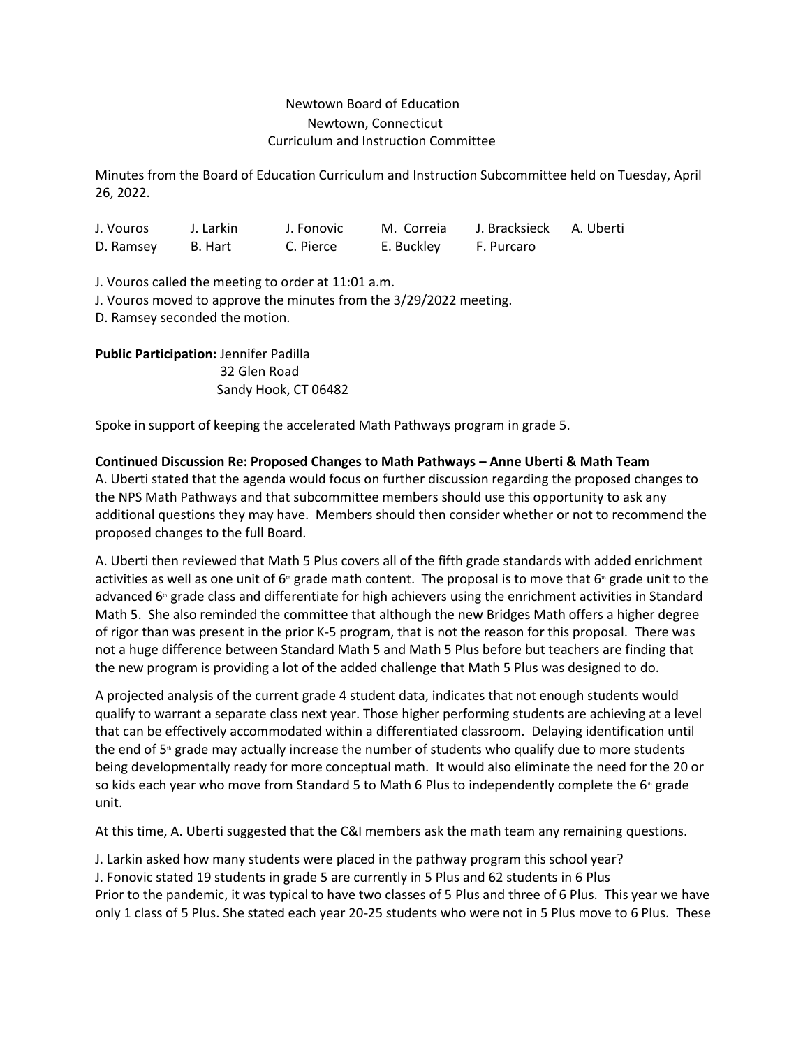Newtown Board of Education
Newtown, Connecticut
Curriculum and Instruction Committee

Minutes from the Board of Education Curriculum and Instruction Subcommittee held on Tuesday, April 26, 2022.

| | | | | | |
|---|---|---|---|---|---|
| J. Vouros | J. Larkin | J. Fonovic | M. Correia | J. Bracksieck | A. Uberti |
| D. Ramsey | B. Hart | C. Pierce | E. Buckley | F. Purcaro | |

J. Vouros called the meeting to order at 11:01 a.m.
J. Vouros moved to approve the minutes from the 3/29/2022 meeting.
D. Ramsey seconded the motion.

**Public Participation:** Jennifer Padilla
32 Glen Road
Sandy Hook, CT 06482

Spoke in support of keeping the accelerated Math Pathways program in grade 5.

**Continued Discussion Re: Proposed Changes to Math Pathways – Anne Uberti & Math Team**

A. Uberti stated that the agenda would focus on further discussion regarding the proposed changes to the NPS Math Pathways and that subcommittee members should use this opportunity to ask any additional questions they may have. Members should then consider whether or not to recommend the proposed changes to the full Board.

A. Uberti then reviewed that Math 5 Plus covers all of the fifth grade standards with added enrichment activities as well as one unit of 6th grade math content. The proposal is to move that 6th grade unit to the advanced 6th grade class and differentiate for high achievers using the enrichment activities in Standard Math 5. She also reminded the committee that although the new Bridges Math offers a higher degree of rigor than was present in the prior K-5 program, that is not the reason for this proposal. There was not a huge difference between Standard Math 5 and Math 5 Plus before but teachers are finding that the new program is providing a lot of the added challenge that Math 5 Plus was designed to do.

A projected analysis of the current grade 4 student data, indicates that not enough students would qualify to warrant a separate class next year. Those higher performing students are achieving at a level that can be effectively accommodated within a differentiated classroom. Delaying identification until the end of 5th grade may actually increase the number of students who qualify due to more students being developmentally ready for more conceptual math. It would also eliminate the need for the 20 or so kids each year who move from Standard 5 to Math 6 Plus to independently complete the 6th grade unit.

At this time, A. Uberti suggested that the C&I members ask the math team any remaining questions.

J. Larkin asked how many students were placed in the pathway program this school year?
J. Fonovic stated 19 students in grade 5 are currently in 5 Plus and 62 students in 6 Plus
Prior to the pandemic, it was typical to have two classes of 5 Plus and three of 6 Plus. This year we have only 1 class of 5 Plus. She stated each year 20-25 students who were not in 5 Plus move to 6 Plus. These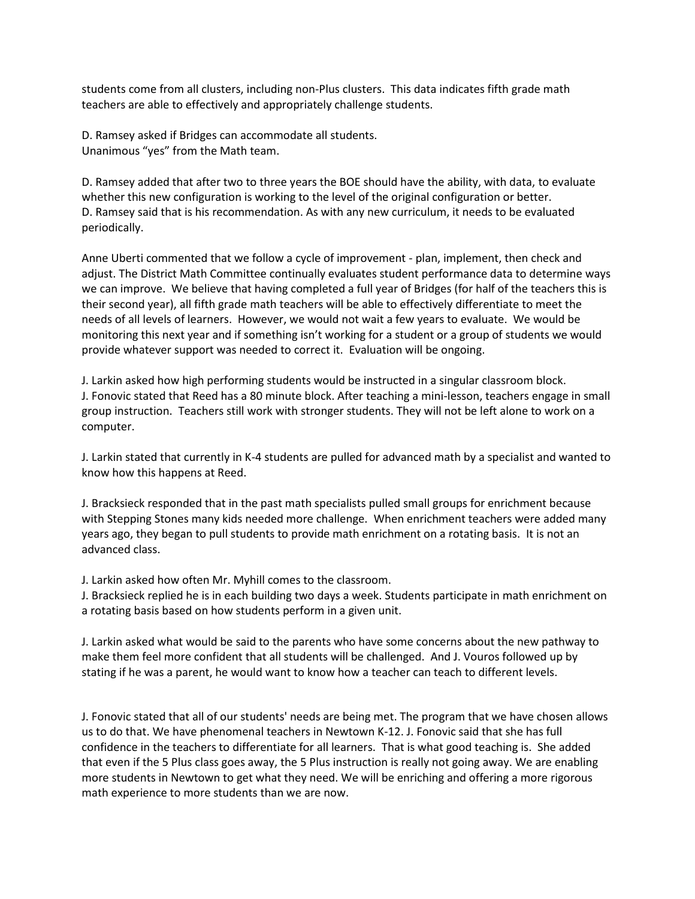students come from all clusters, including non-Plus clusters. This data indicates fifth grade math teachers are able to effectively and appropriately challenge students.

D. Ramsey asked if Bridges can accommodate all students.
Unanimous "yes" from the Math team.

D. Ramsey added that after two to three years the BOE should have the ability, with data, to evaluate whether this new configuration is working to the level of the original configuration or better.
D. Ramsey said that is his recommendation. As with any new curriculum, it needs to be evaluated periodically.

Anne Uberti commented that we follow a cycle of improvement - plan, implement, then check and adjust. The District Math Committee continually evaluates student performance data to determine ways we can improve. We believe that having completed a full year of Bridges (for half of the teachers this is their second year), all fifth grade math teachers will be able to effectively differentiate to meet the needs of all levels of learners. However, we would not wait a few years to evaluate. We would be monitoring this next year and if something isn't working for a student or a group of students we would provide whatever support was needed to correct it. Evaluation will be ongoing.

J. Larkin asked how high performing students would be instructed in a singular classroom block.
J. Fonovic stated that Reed has a 80 minute block. After teaching a mini-lesson, teachers engage in small group instruction. Teachers still work with stronger students. They will not be left alone to work on a computer.

J. Larkin stated that currently in K-4 students are pulled for advanced math by a specialist and wanted to know how this happens at Reed.

J. Bracksieck responded that in the past math specialists pulled small groups for enrichment because with Stepping Stones many kids needed more challenge. When enrichment teachers were added many years ago, they began to pull students to provide math enrichment on a rotating basis. It is not an advanced class.

J. Larkin asked how often Mr. Myhill comes to the classroom.
J. Bracksieck replied he is in each building two days a week. Students participate in math enrichment on a rotating basis based on how students perform in a given unit.

J. Larkin asked what would be said to the parents who have some concerns about the new pathway to make them feel more confident that all students will be challenged. And J. Vouros followed up by stating if he was a parent, he would want to know how a teacher can teach to different levels.

J. Fonovic stated that all of our students' needs are being met. The program that we have chosen allows us to do that. We have phenomenal teachers in Newtown K-12. J. Fonovic said that she has full confidence in the teachers to differentiate for all learners. That is what good teaching is. She added that even if the 5 Plus class goes away, the 5 Plus instruction is really not going away. We are enabling more students in Newtown to get what they need. We will be enriching and offering a more rigorous math experience to more students than we are now.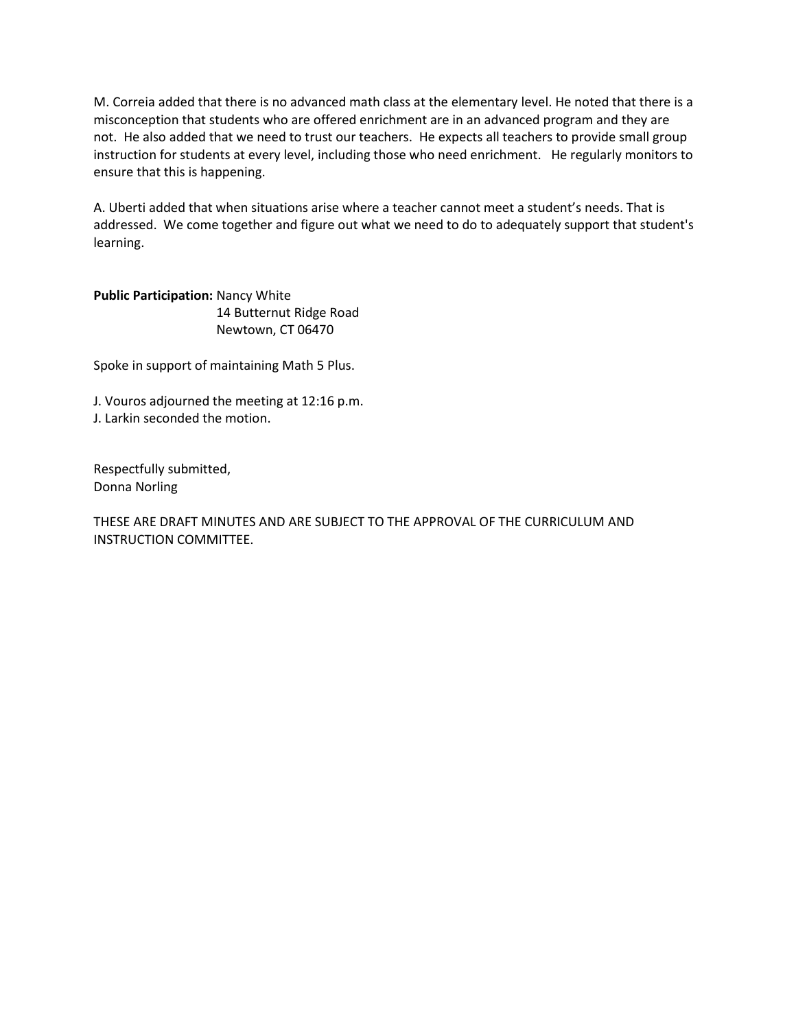M. Correia added that there is no advanced math class at the elementary level. He noted that there is a misconception that students who are offered enrichment are in an advanced program and they are not. He also added that we need to trust our teachers. He expects all teachers to provide small group instruction for students at every level, including those who need enrichment. He regularly monitors to ensure that this is happening.

A. Uberti added that when situations arise where a teacher cannot meet a student's needs. That is addressed. We come together and figure out what we need to do to adequately support that student's learning.

**Public Participation:** Nancy White
14 Butternut Ridge Road
Newtown, CT 06470

Spoke in support of maintaining Math 5 Plus.

J. Vouros adjourned the meeting at 12:16 p.m.
J. Larkin seconded the motion.

Respectfully submitted,
Donna Norling

THESE ARE DRAFT MINUTES AND ARE SUBJECT TO THE APPROVAL OF THE CURRICULUM AND INSTRUCTION COMMITTEE.